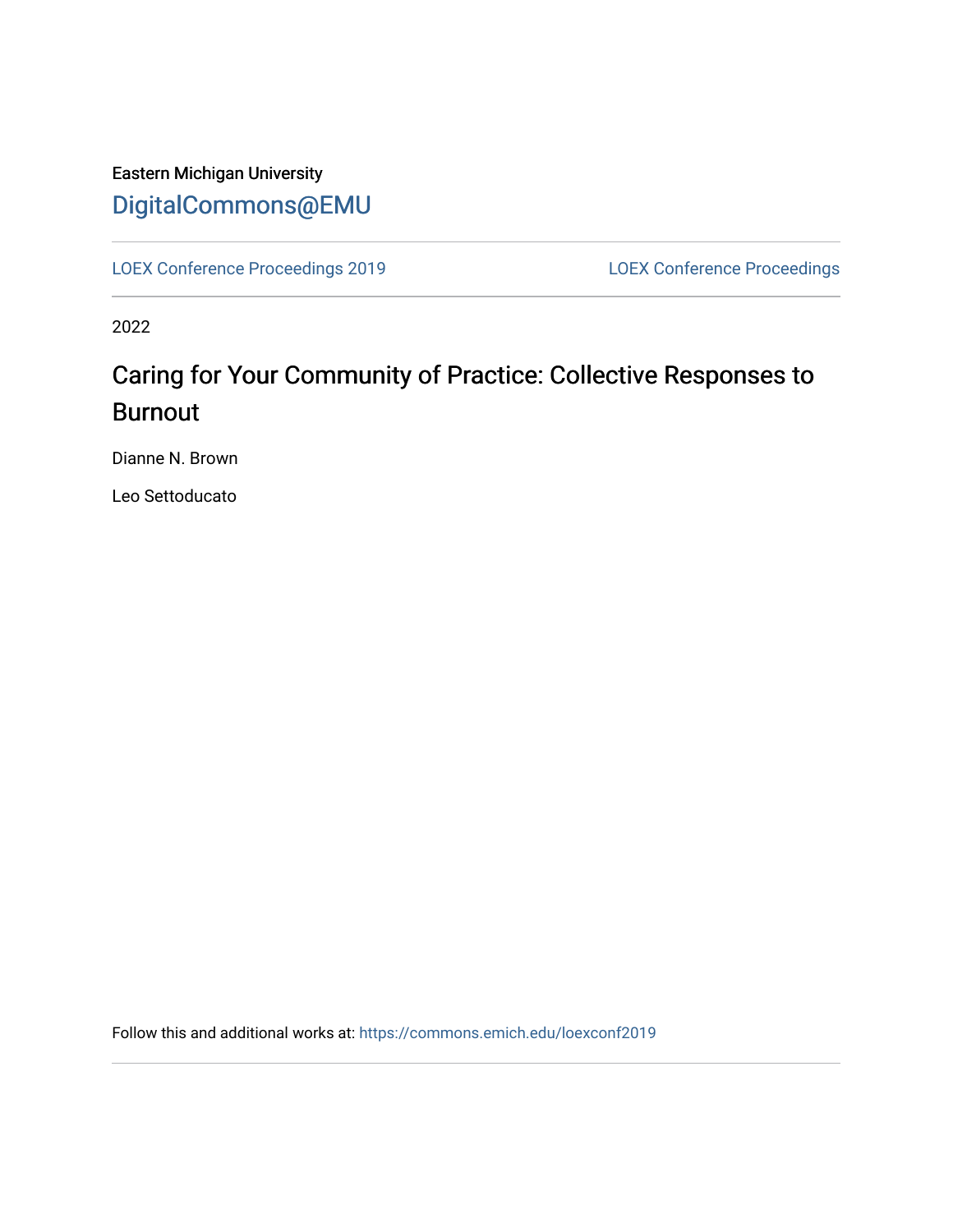Eastern Michigan University

DigitalCommons@EMU

LOEX Conference Proceedings 2019

LOEX Conference Proceedings

2022

# Caring for Your Community of Practice: Collective Responses to Burnout

Dianne N. Brown

Leo Settoducato

Follow this and additional works at: https://commons.emich.edu/loexconf2019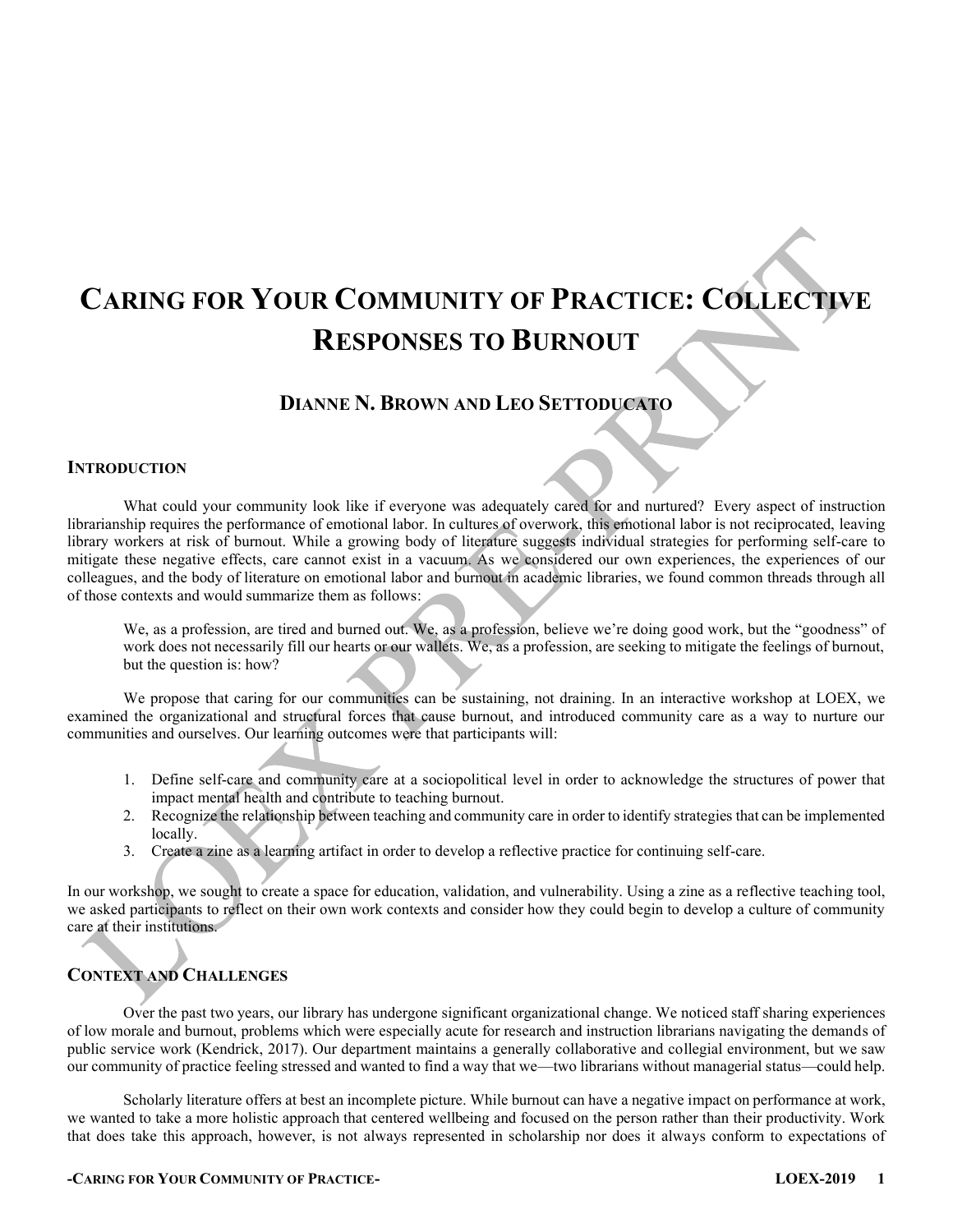# CARING FOR YOUR COMMUNITY OF PRACTICE: COLLECTIVE RESPONSES TO BURNOUT

## DIANNE N. BROWN AND LEO SETTODUCATO

### INTRODUCTION

What could your community look like if everyone was adequately cared for and nurtured? Every aspect of instruction librarianship requires the performance of emotional labor. In cultures of overwork, this emotional labor is not reciprocated, leaving library workers at risk of burnout. While a growing body of literature suggests individual strategies for performing self-care to mitigate these negative effects, care cannot exist in a vacuum. As we considered our own experiences, the experiences of our colleagues, and the body of literature on emotional labor and burnout in academic libraries, we found common threads through all of those contexts and would summarize them as follows:

> We, as a profession, are tired and burned out. We, as a profession, believe we're doing good work, but the "goodness" of work does not necessarily fill our hearts or our wallets. We, as a profession, are seeking to mitigate the feelings of burnout, but the question is: how?

We propose that caring for our communities can be sustaining, not draining. In an interactive workshop at LOEX, we examined the organizational and structural forces that cause burnout, and introduced community care as a way to nurture our communities and ourselves. Our learning outcomes were that participants will:

1. Define self-care and community care at a sociopolitical level in order to acknowledge the structures of power that impact mental health and contribute to teaching burnout.
2. Recognize the relationship between teaching and community care in order to identify strategies that can be implemented locally.
3. Create a zine as a learning artifact in order to develop a reflective practice for continuing self-care.

In our workshop, we sought to create a space for education, validation, and vulnerability. Using a zine as a reflective teaching tool, we asked participants to reflect on their own work contexts and consider how they could begin to develop a culture of community care at their institutions.

### CONTEXT AND CHALLENGES

Over the past two years, our library has undergone significant organizational change. We noticed staff sharing experiences of low morale and burnout, problems which were especially acute for research and instruction librarians navigating the demands of public service work (Kendrick, 2017). Our department maintains a generally collaborative and collegial environment, but we saw our community of practice feeling stressed and wanted to find a way that we—two librarians without managerial status—could help.

Scholarly literature offers at best an incomplete picture. While burnout can have a negative impact on performance at work, we wanted to take a more holistic approach that centered wellbeing and focused on the person rather than their productivity. Work that does take this approach, however, is not always represented in scholarship nor does it always conform to expectations of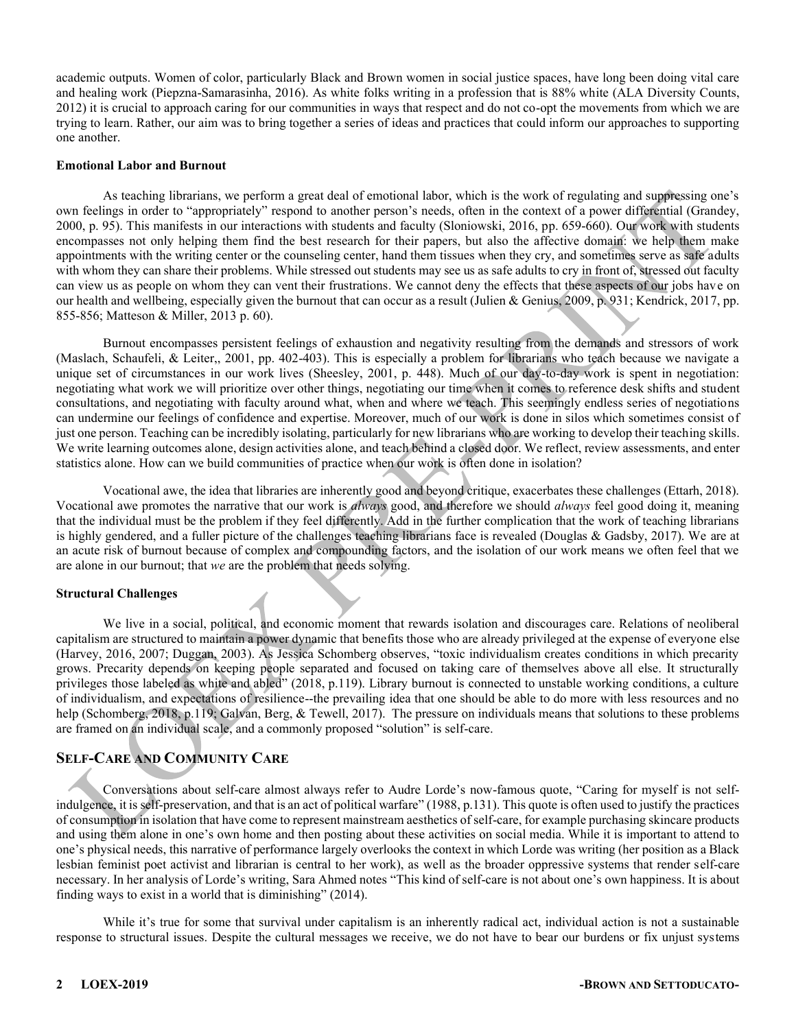academic outputs. Women of color, particularly Black and Brown women in social justice spaces, have long been doing vital care and healing work (Piepzna-Samarasinha, 2016). As white folks writing in a profession that is 88% white (ALA Diversity Counts, 2012) it is crucial to approach caring for our communities in ways that respect and do not co-opt the movements from which we are trying to learn. Rather, our aim was to bring together a series of ideas and practices that could inform our approaches to supporting one another.

### Emotional Labor and Burnout

As teaching librarians, we perform a great deal of emotional labor, which is the work of regulating and suppressing one's own feelings in order to "appropriately" respond to another person's needs, often in the context of a power differential (Grandey, 2000, p. 95). This manifests in our interactions with students and faculty (Sloniowski, 2016, pp. 659-660). Our work with students encompasses not only helping them find the best research for their papers, but also the affective domain: we help them make appointments with the writing center or the counseling center, hand them tissues when they cry, and sometimes serve as safe adults with whom they can share their problems. While stressed out students may see us as safe adults to cry in front of, stressed out faculty can view us as people on whom they can vent their frustrations. We cannot deny the effects that these aspects of our jobs have on our health and wellbeing, especially given the burnout that can occur as a result (Julien & Genius, 2009, p. 931; Kendrick, 2017, pp. 855-856; Matteson & Miller, 2013 p. 60).

Burnout encompasses persistent feelings of exhaustion and negativity resulting from the demands and stressors of work (Maslach, Schaufeli, & Leiter,, 2001, pp. 402-403). This is especially a problem for librarians who teach because we navigate a unique set of circumstances in our work lives (Sheesley, 2001, p. 448). Much of our day-to-day work is spent in negotiation: negotiating what work we will prioritize over other things, negotiating our time when it comes to reference desk shifts and student consultations, and negotiating with faculty around what, when and where we teach. This seemingly endless series of negotiations can undermine our feelings of confidence and expertise. Moreover, much of our work is done in silos which sometimes consist of just one person. Teaching can be incredibly isolating, particularly for new librarians who are working to develop their teaching skills. We write learning outcomes alone, design activities alone, and teach behind a closed door. We reflect, review assessments, and enter statistics alone. How can we build communities of practice when our work is often done in isolation?

Vocational awe, the idea that libraries are inherently good and beyond critique, exacerbates these challenges (Ettarh, 2018). Vocational awe promotes the narrative that our work is *always* good, and therefore we should *always* feel good doing it, meaning that the individual must be the problem if they feel differently. Add in the further complication that the work of teaching librarians is highly gendered, and a fuller picture of the challenges teaching librarians face is revealed (Douglas & Gadsby, 2017). We are at an acute risk of burnout because of complex and compounding factors, and the isolation of our work means we often feel that we are alone in our burnout; that *we* are the problem that needs solving.

### Structural Challenges

We live in a social, political, and economic moment that rewards isolation and discourages care. Relations of neoliberal capitalism are structured to maintain a power dynamic that benefits those who are already privileged at the expense of everyone else (Harvey, 2016, 2007; Duggan, 2003). As Jessica Schomberg observes, "toxic individualism creates conditions in which precarity grows. Precarity depends on keeping people separated and focused on taking care of themselves above all else. It structurally privileges those labeled as white and abled" (2018, p.119). Library burnout is connected to unstable working conditions, a culture of individualism, and expectations of resilience--the prevailing idea that one should be able to do more with less resources and no help (Schomberg, 2018, p.119; Galvan, Berg, & Tewell, 2017). The pressure on individuals means that solutions to these problems are framed on an individual scale, and a commonly proposed "solution" is self-care.

## Self-Care and Community Care

Conversations about self-care almost always refer to Audre Lorde's now-famous quote, "Caring for myself is not self-indulgence, it is self-preservation, and that is an act of political warfare" (1988, p.131). This quote is often used to justify the practices of consumption in isolation that have come to represent mainstream aesthetics of self-care, for example purchasing skincare products and using them alone in one's own home and then posting about these activities on social media. While it is important to attend to one's physical needs, this narrative of performance largely overlooks the context in which Lorde was writing (her position as a Black lesbian feminist poet activist and librarian is central to her work), as well as the broader oppressive systems that render self-care necessary. In her analysis of Lorde's writing, Sara Ahmed notes "This kind of self-care is not about one's own happiness. It is about finding ways to exist in a world that is diminishing" (2014).

While it's true for some that survival under capitalism is an inherently radical act, individual action is not a sustainable response to structural issues. Despite the cultural messages we receive, we do not have to bear our burdens or fix unjust systems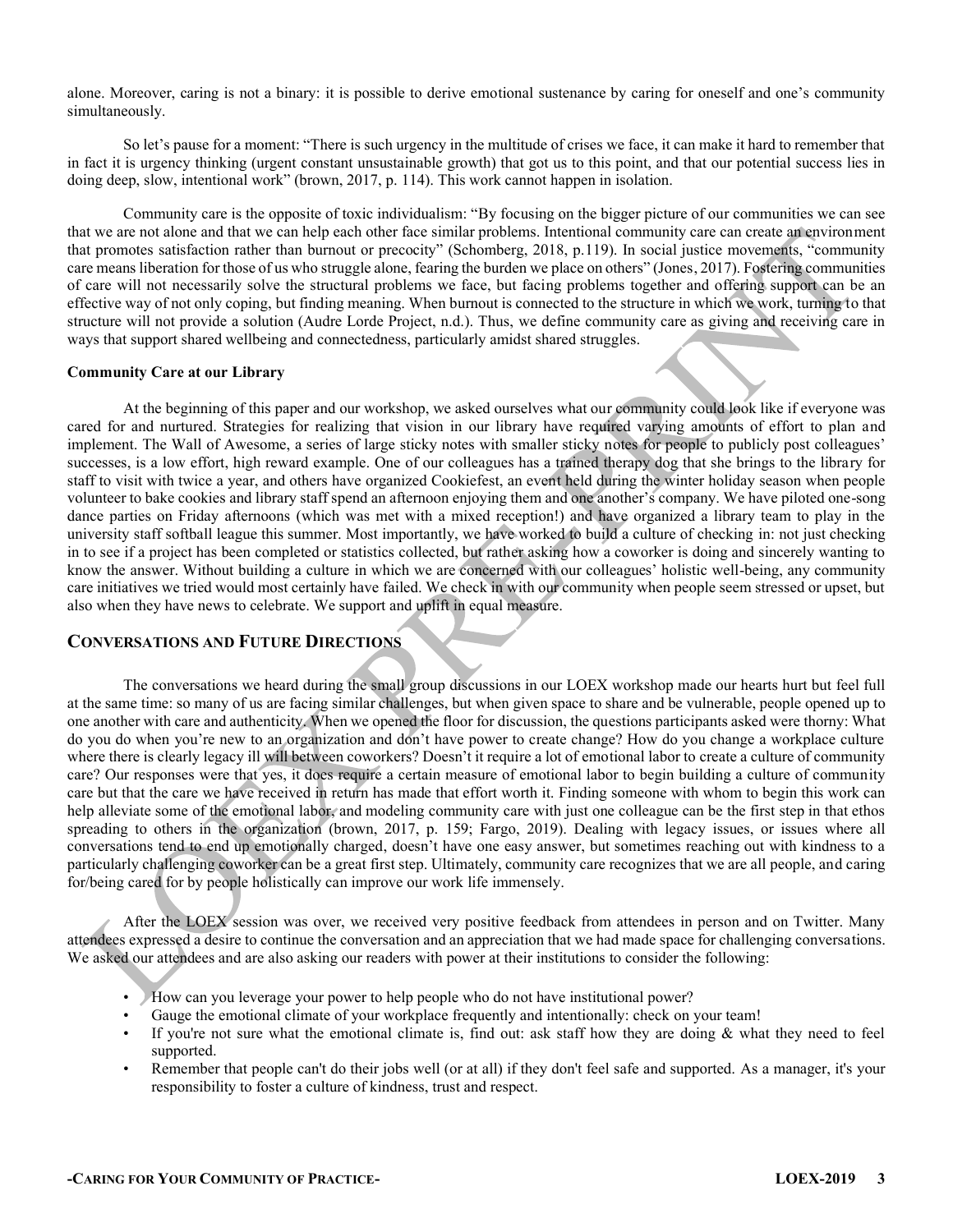alone. Moreover, caring is not a binary: it is possible to derive emotional sustenance by caring for oneself and one's community simultaneously.

So let's pause for a moment: "There is such urgency in the multitude of crises we face, it can make it hard to remember that in fact it is urgency thinking (urgent constant unsustainable growth) that got us to this point, and that our potential success lies in doing deep, slow, intentional work" (brown, 2017, p. 114). This work cannot happen in isolation.

Community care is the opposite of toxic individualism: "By focusing on the bigger picture of our communities we can see that we are not alone and that we can help each other face similar problems. Intentional community care can create an environment that promotes satisfaction rather than burnout or precocity" (Schomberg, 2018, p.119). In social justice movements, "community care means liberation for those of us who struggle alone, fearing the burden we place on others" (Jones, 2017). Fostering communities of care will not necessarily solve the structural problems we face, but facing problems together and offering support can be an effective way of not only coping, but finding meaning. When burnout is connected to the structure in which we work, turning to that structure will not provide a solution (Audre Lorde Project, n.d.). Thus, we define community care as giving and receiving care in ways that support shared wellbeing and connectedness, particularly amidst shared struggles.

### Community Care at our Library

At the beginning of this paper and our workshop, we asked ourselves what our community could look like if everyone was cared for and nurtured. Strategies for realizing that vision in our library have required varying amounts of effort to plan and implement. The Wall of Awesome, a series of large sticky notes with smaller sticky notes for people to publicly post colleagues' successes, is a low effort, high reward example. One of our colleagues has a trained therapy dog that she brings to the library for staff to visit with twice a year, and others have organized Cookiefest, an event held during the winter holiday season when people volunteer to bake cookies and library staff spend an afternoon enjoying them and one another's company. We have piloted one-song dance parties on Friday afternoons (which was met with a mixed reception!) and have organized a library team to play in the university staff softball league this summer. Most importantly, we have worked to build a culture of checking in: not just checking in to see if a project has been completed or statistics collected, but rather asking how a coworker is doing and sincerely wanting to know the answer. Without building a culture in which we are concerned with our colleagues' holistic well-being, any community care initiatives we tried would most certainly have failed. We check in with our community when people seem stressed or upset, but also when they have news to celebrate. We support and uplift in equal measure.

## Conversations and Future Directions

The conversations we heard during the small group discussions in our LOEX workshop made our hearts hurt but feel full at the same time: so many of us are facing similar challenges, but when given space to share and be vulnerable, people opened up to one another with care and authenticity. When we opened the floor for discussion, the questions participants asked were thorny: What do you do when you're new to an organization and don't have power to create change? How do you change a workplace culture where there is clearly legacy ill will between coworkers? Doesn't it require a lot of emotional labor to create a culture of community care? Our responses were that yes, it does require a certain measure of emotional labor to begin building a culture of community care but that the care we have received in return has made that effort worth it. Finding someone with whom to begin this work can help alleviate some of the emotional labor, and modeling community care with just one colleague can be the first step in that ethos spreading to others in the organization (brown, 2017, p. 159; Fargo, 2019). Dealing with legacy issues, or issues where all conversations tend to end up emotionally charged, doesn't have one easy answer, but sometimes reaching out with kindness to a particularly challenging coworker can be a great first step. Ultimately, community care recognizes that we are all people, and caring for/being cared for by people holistically can improve our work life immensely.

After the LOEX session was over, we received very positive feedback from attendees in person and on Twitter. Many attendees expressed a desire to continue the conversation and an appreciation that we had made space for challenging conversations. We asked our attendees and are also asking our readers with power at their institutions to consider the following:

- How can you leverage your power to help people who do not have institutional power?
- Gauge the emotional climate of your workplace frequently and intentionally: check on your team!
- If you're not sure what the emotional climate is, find out: ask staff how they are doing & what they need to feel supported.
- Remember that people can't do their jobs well (or at all) if they don't feel safe and supported. As a manager, it's your responsibility to foster a culture of kindness, trust and respect.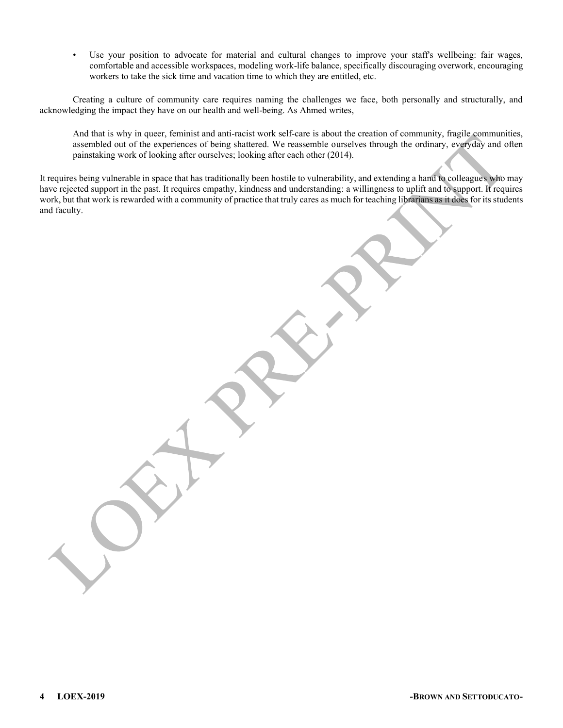- Use your position to advocate for material and cultural changes to improve your staff's wellbeing: fair wages, comfortable and accessible workspaces, modeling work-life balance, specifically discouraging overwork, encouraging workers to take the sick time and vacation time to which they are entitled, etc.

Creating a culture of community care requires naming the challenges we face, both personally and structurally, and acknowledging the impact they have on our health and well-being. As Ahmed writes,

> And that is why in queer, feminist and anti-racist work self-care is about the creation of community, fragile communities, assembled out of the experiences of being shattered. We reassemble ourselves through the ordinary, everyday and often painstaking work of looking after ourselves; looking after each other (2014).

It requires being vulnerable in space that has traditionally been hostile to vulnerability, and extending a hand to colleagues who may have rejected support in the past. It requires empathy, kindness and understanding: a willingness to uplift and to support. It requires work, but that work is rewarded with a community of practice that truly cares as much for teaching librarians as it does for its students and faculty.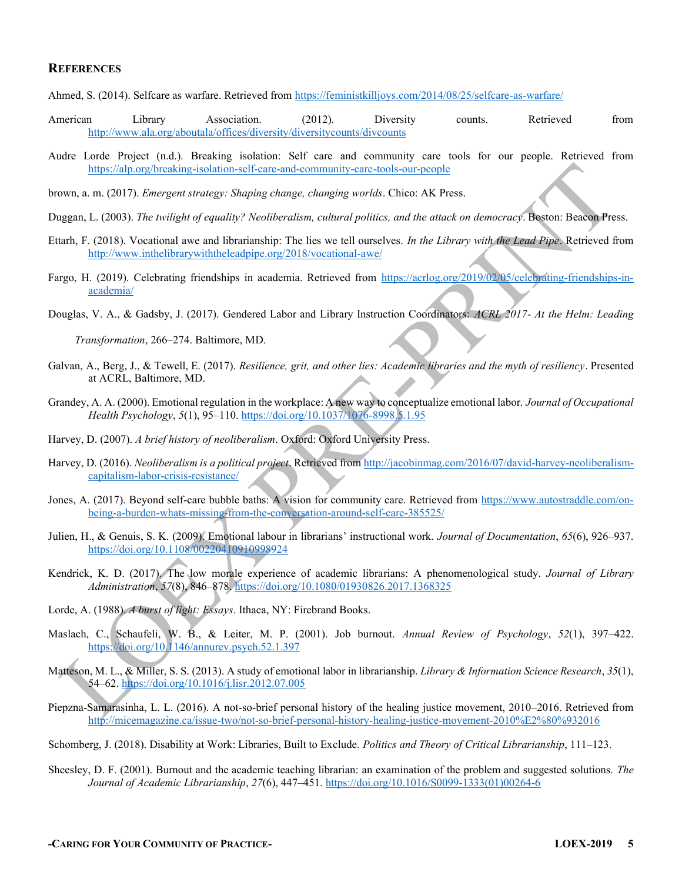## References

Ahmed, S. (2014). Selfcare as warfare. Retrieved from https://feministkilljoys.com/2014/08/25/selfcare-as-warfare/

American Library Association. (2012). Diversity counts. Retrieved from http://www.ala.org/aboutala/offices/diversity/diversitycounts/divcounts

Audre Lorde Project (n.d.). Breaking isolation: Self care and community care tools for our people. Retrieved from https://alp.org/breaking-isolation-self-care-and-community-care-tools-our-people

brown, a. m. (2017). *Emergent strategy: Shaping change, changing worlds*. Chico: AK Press.

Duggan, L. (2003). *The twilight of equality? Neoliberalism, cultural politics, and the attack on democracy*. Boston: Beacon Press.

Ettarh, F. (2018). Vocational awe and librarianship: The lies we tell ourselves. *In the Library with the Lead Pipe*. Retrieved from http://www.inthelibrarywiththeleadpipe.org/2018/vocational-awe/

Fargo, H. (2019). Celebrating friendships in academia. Retrieved from https://acrlog.org/2019/02/05/celebrating-friendships-in-academia/

Douglas, V. A., & Gadsby, J. (2017). Gendered Labor and Library Instruction Coordinators. *ACRL 2017- At the Helm: Leading Transformation*, 266–274. Baltimore, MD.

Galvan, A., Berg, J., & Tewell, E. (2017). *Resilience, grit, and other lies: Academic libraries and the myth of resiliency*. Presented at ACRL, Baltimore, MD.

Grandey, A. A. (2000). Emotional regulation in the workplace: A new way to conceptualize emotional labor. *Journal of Occupational Health Psychology*, *5*(1), 95–110. https://doi.org/10.1037/1076-8998.5.1.95

Harvey, D. (2007). *A brief history of neoliberalism*. Oxford: Oxford University Press.

Harvey, D. (2016). *Neoliberalism is a political project*. Retrieved from http://jacobinmag.com/2016/07/david-harvey-neoliberalism-capitalism-labor-crisis-resistance/

Jones, A. (2017). Beyond self-care bubble baths: A vision for community care. Retrieved from https://www.autostraddle.com/on-being-a-burden-whats-missing-from-the-conversation-around-self-care-385525/

Julien, H., & Genuis, S. K. (2009). Emotional labour in librarians' instructional work. *Journal of Documentation*, *65*(6), 926–937. https://doi.org/10.1108/00220410910998924

Kendrick, K. D. (2017). The low morale experience of academic librarians: A phenomenological study. *Journal of Library Administration*, *57*(8), 846–878. https://doi.org/10.1080/01930826.2017.1368325

Lorde, A. (1988). *A burst of light: Essays*. Ithaca, NY: Firebrand Books.

Maslach, C., Schaufeli, W. B., & Leiter, M. P. (2001). Job burnout. *Annual Review of Psychology*, *52*(1), 397–422. https://doi.org/10.1146/annurev.psych.52.1.397

Matteson, M. L., & Miller, S. S. (2013). A study of emotional labor in librarianship. *Library & Information Science Research*, *35*(1), 54–62. https://doi.org/10.1016/j.lisr.2012.07.005

Piepzna-Samarasinha, L. L. (2016). A not-so-brief personal history of the healing justice movement, 2010–2016. Retrieved from http://micemagazine.ca/issue-two/not-so-brief-personal-history-healing-justice-movement-2010%E2%80%932016

Schomberg, J. (2018). Disability at Work: Libraries, Built to Exclude. *Politics and Theory of Critical Librarianship*, 111–123.

Sheesley, D. F. (2001). Burnout and the academic teaching librarian: an examination of the problem and suggested solutions. *The Journal of Academic Librarianship*, *27*(6), 447–451. https://doi.org/10.1016/S0099-1333(01)00264-6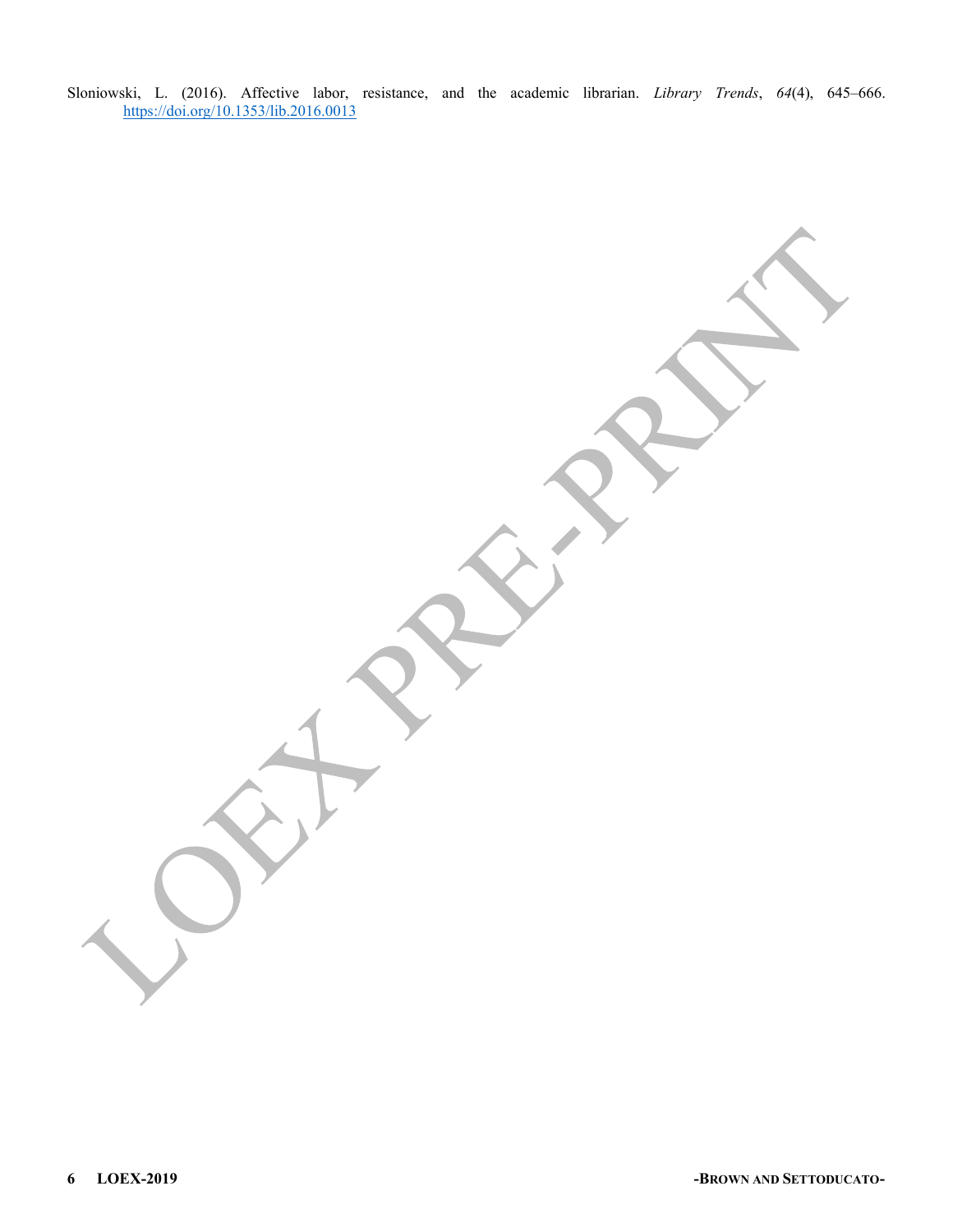Sloniowski, L. (2016). Affective labor, resistance, and the academic librarian. *Library Trends*, *64*(4), 645–666. https://doi.org/10.1353/lib.2016.0013